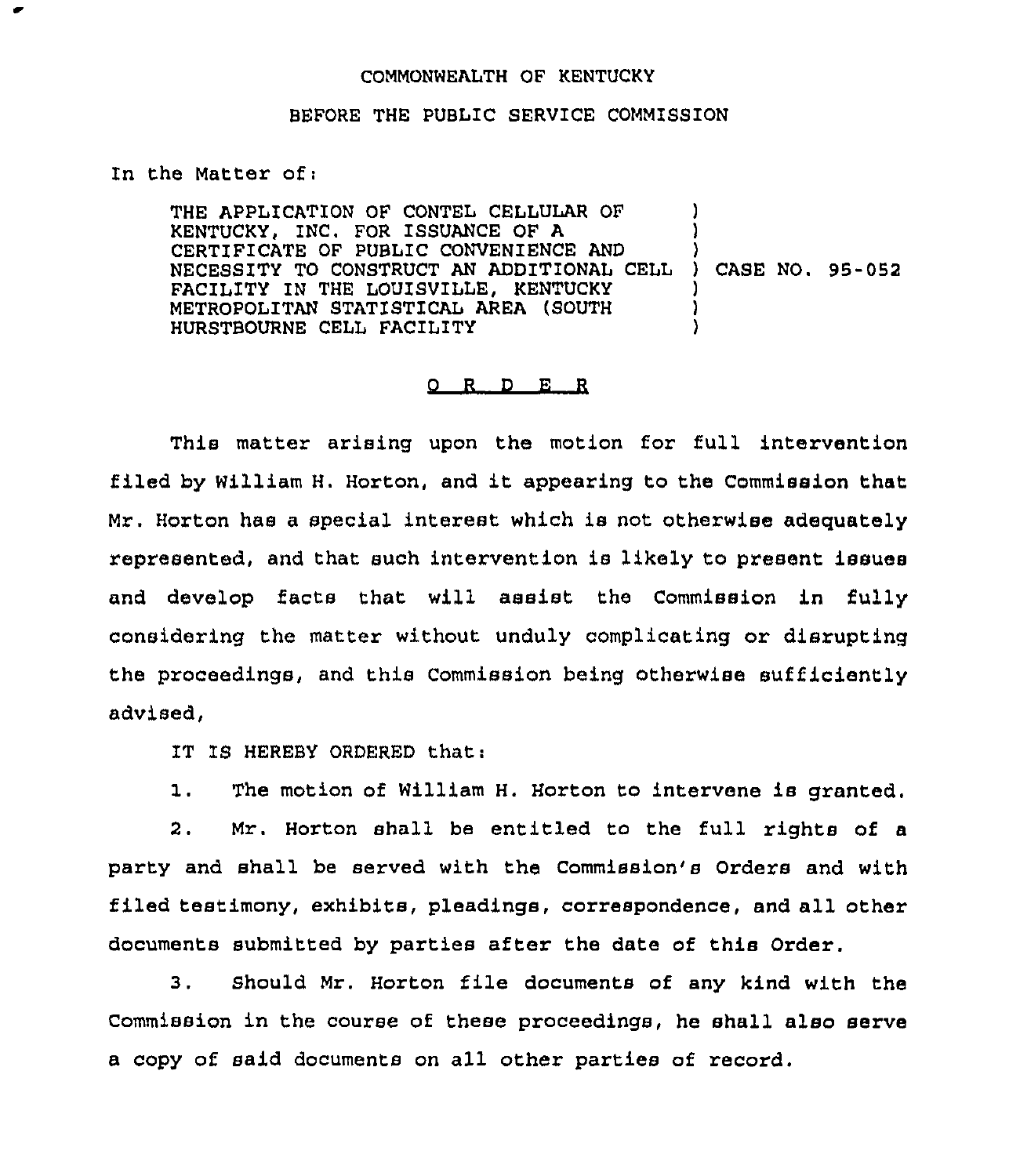COMMONWEALTH OF KENTUCKY

BEFORE THE PUBLIC SERVICE COMMISSION

In the Matter of:

| | |
|---|---|
| THE APPLICATION OF CONTEL CELLULAR OF KENTUCKY, INC. FOR ISSUANCE OF A CERTIFICATE OF PUBLIC CONVENIENCE AND NECESSITY TO CONSTRUCT AN ADDITIONAL CELL FACILITY IN THE LOUISVILLE, KENTUCKY METROPOLITAN STATISTICAL AREA (SOUTH HURSTBOURNE CELL FACILITY | ) CASE NO. 95-052 |

## O R D E R

This matter arising upon the motion for full intervention filed by William H. Horton, and it appearing to the Commission that Mr. Horton has a special interest which is not otherwise adequately represented, and that such intervention is likely to present issues and develop facts that will assist the Commission in fully considering the matter without unduly complicating or disrupting the proceedings, and this Commission being otherwise sufficiently advised,

IT IS HEREBY ORDERED that:

1. The motion of William H. Horton to intervene is granted.

2. Mr. Horton shall be entitled to the full rights of a party and shall be served with the Commission's Orders and with filed testimony, exhibits, pleadings, correspondence, and all other documents submitted by parties after the date of this Order.

3. Should Mr. Horton file documents of any kind with the Commission in the course of these proceedings, he shall also serve a copy of said documents on all other parties of record.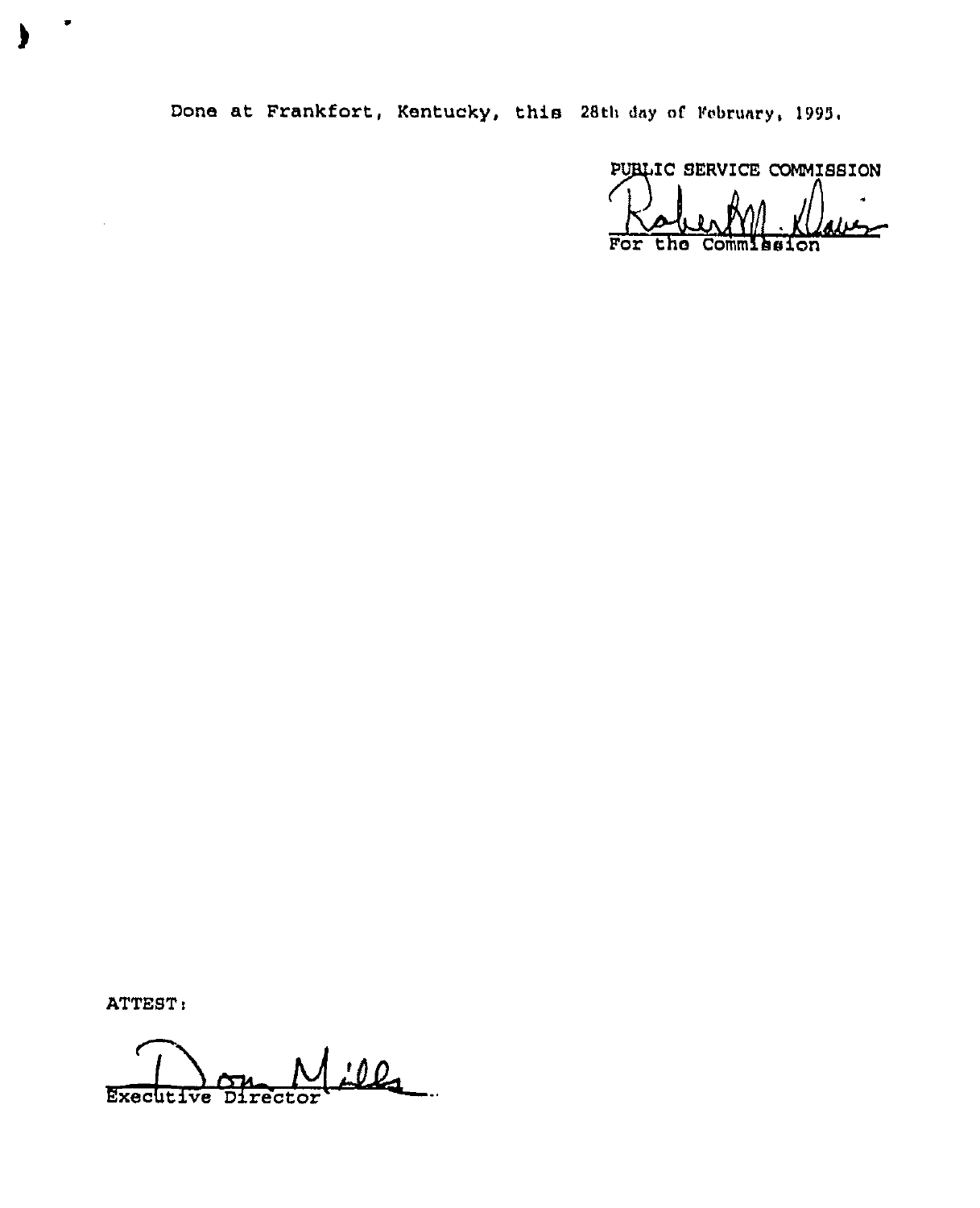Done at Frankfort, Kentucky, this 28th day of February, 1995.

PUBLIC SERVICE COMMISSION

For the Commission

ATTEST:

Executive Director